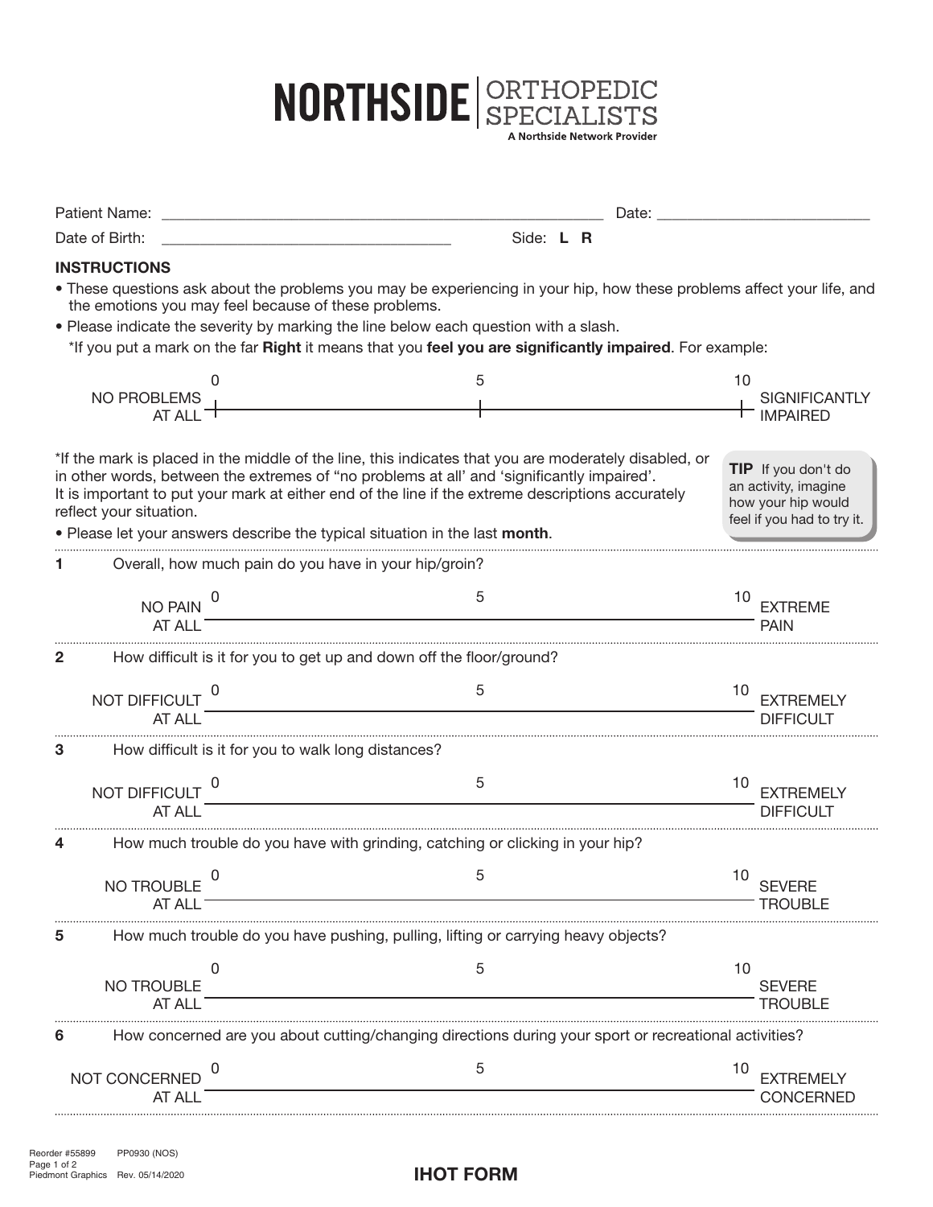# NORTHSIDE | ORTHOPEDIC SPECIALISTS

A Northside Network Provider

Patient Name: ______________________________ Date: ______________________

Date of Birth: ______________________________ Side: **L R**

**INSTRUCTIONS**

- These questions ask about the problems you may be experiencing in your hip, how these problems affect your life, and the emotions you may feel because of these problems.
- Please indicate the severity by marking the line below each question with a slash.
  *If you put a mark on the far **Right** it means that you **feel you are significantly impaired**. For example:

NO PROBLEMS AT ALL 0 |———————— 5 ————————| 10 SIGNIFICANTLY IMPAIRED

*If the mark is placed in the middle of the line, this indicates that you are moderately disabled, or in other words, between the extremes of "no problems at all' and 'significantly impaired'.
It is important to put your mark at either end of the line if the extreme descriptions accurately reflect your situation.

- Please let your answers describe the typical situation in the last **month**.

**TIP** If you don't do an activity, imagine how your hip would feel if you had to try it.

---

**1** Overall, how much pain do you have in your hip/groin?

NO PAIN AT ALL 0 ———————— 5 ———————— 10 EXTREME PAIN

---

**2** How difficult is it for you to get up and down off the floor/ground?

NOT DIFFICULT AT ALL 0 ———————— 5 ———————— 10 EXTREMELY DIFFICULT

---

**3** How difficult is it for you to walk long distances?

NOT DIFFICULT AT ALL 0 ———————— 5 ———————— 10 EXTREMELY DIFFICULT

---

**4** How much trouble do you have with grinding, catching or clicking in your hip?

NO TROUBLE AT ALL 0 ———————— 5 ———————— 10 SEVERE TROUBLE

---

**5** How much trouble do you have pushing, pulling, lifting or carrying heavy objects?

NO TROUBLE AT ALL 0 ———————— 5 ———————— 10 SEVERE TROUBLE

---

**6** How concerned are you about cutting/changing directions during your sport or recreational activities?

NOT CONCERNED AT ALL 0 ———————— 5 ———————— 10 EXTREMELY CONCERNED

---

Reorder #55899 PP0930 (NOS)
Piedmont Graphics Rev. 05/14/2020

**IHOT FORM**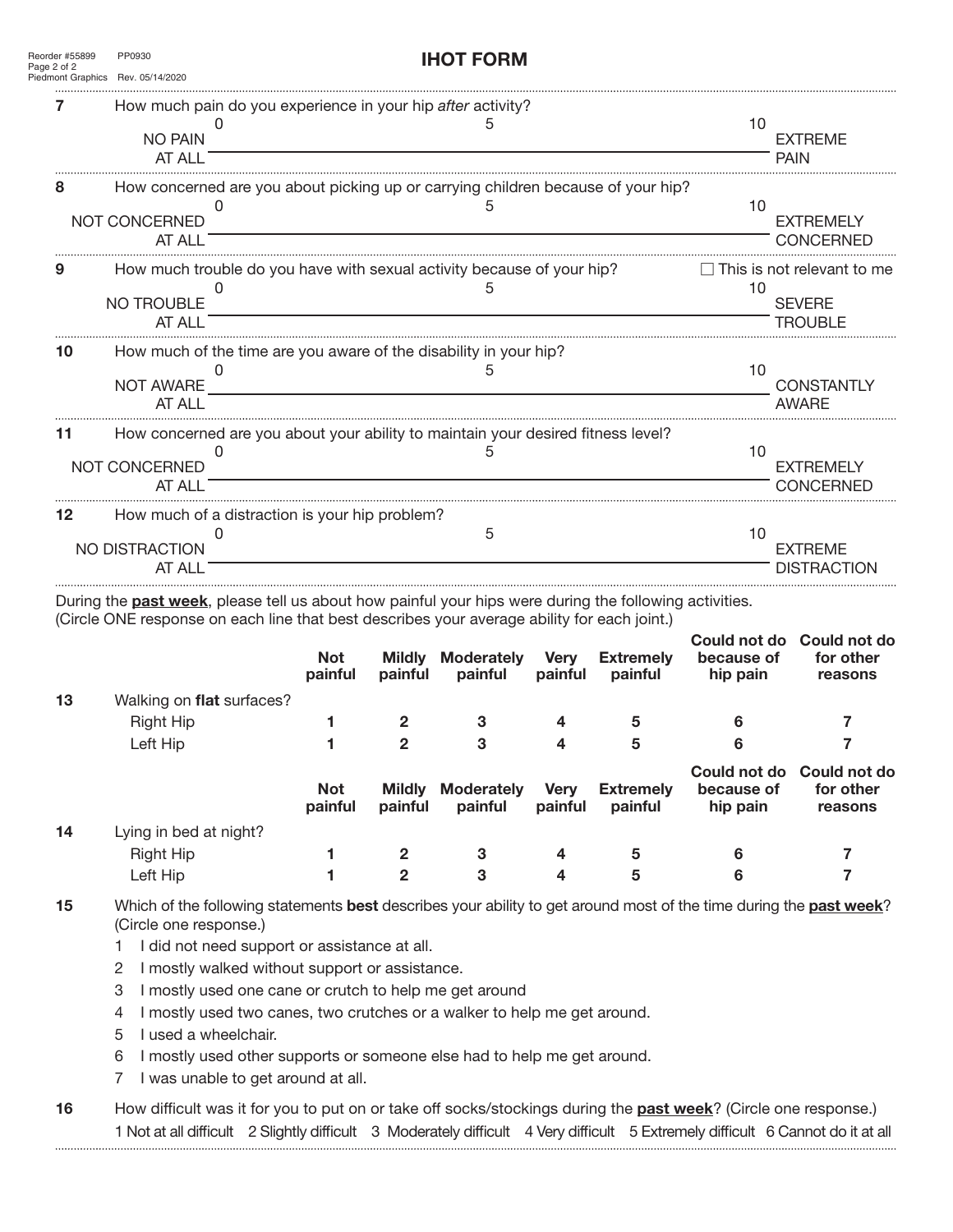# IHOT FORM

**7** How much pain do you experience in your hip *after* activity?

NO PAIN AT ALL 0 ——— 5 ——— 10 EXTREME PAIN

**8** How concerned are you about picking up or carrying children because of your hip?

NOT CONCERNED AT ALL 0 ——— 5 ——— 10 EXTREMELY CONCERNED

**9** How much trouble do you have with sexual activity because of your hip? ☐ This is not relevant to me

NO TROUBLE AT ALL 0 ——— 5 ——— 10 SEVERE TROUBLE

**10** How much of the time are you aware of the disability in your hip?

NOT AWARE AT ALL 0 ——— 5 ——— 10 CONSTANTLY AWARE

**11** How concerned are you about your ability to maintain your desired fitness level?

NOT CONCERNED AT ALL 0 ——— 5 ——— 10 EXTREMELY CONCERNED

**12** How much of a distraction is your hip problem?

NO DISTRACTION AT ALL 0 ——— 5 ——— 10 EXTREME DISTRACTION

During the **past week**, please tell us about how painful your hips were during the following activities. (Circle ONE response on each line that best describes your average ability for each joint.)

| | | Not painful | Mildly painful | Moderately painful | Very painful | Extremely painful | Could not do because of hip pain | Could not do for other reasons |
|---|---|---|---|---|---|---|---|---|
| **13** | Walking on **flat** surfaces? | | | | | | | |
| | Right Hip | 1 | 2 | 3 | 4 | 5 | 6 | 7 |
| | Left Hip | 1 | 2 | 3 | 4 | 5 | 6 | 7 |

| | | Not painful | Mildly painful | Moderately painful | Very painful | Extremely painful | Could not do because of hip pain | Could not do for other reasons |
|---|---|---|---|---|---|---|---|---|
| **14** | Lying in bed at night? | | | | | | | |
| | Right Hip | 1 | 2 | 3 | 4 | 5 | 6 | 7 |
| | Left Hip | 1 | 2 | 3 | 4 | 5 | 6 | 7 |

**15** Which of the following statements **best** describes your ability to get around most of the time during the **past week**? (Circle one response.)

1. I did not need support or assistance at all.
2. I mostly walked without support or assistance.
3. I mostly used one cane or crutch to help me get around
4. I mostly used two canes, two crutches or a walker to help me get around.
5. I used a wheelchair.
6. I mostly used other supports or someone else had to help me get around.
7. I was unable to get around at all.

**16** How difficult was it for you to put on or take off socks/stockings during the **past week**? (Circle one response.)

1 Not at all difficult 2 Slightly difficult 3 Moderately difficult 4 Very difficult 5 Extremely difficult 6 Cannot do it at all